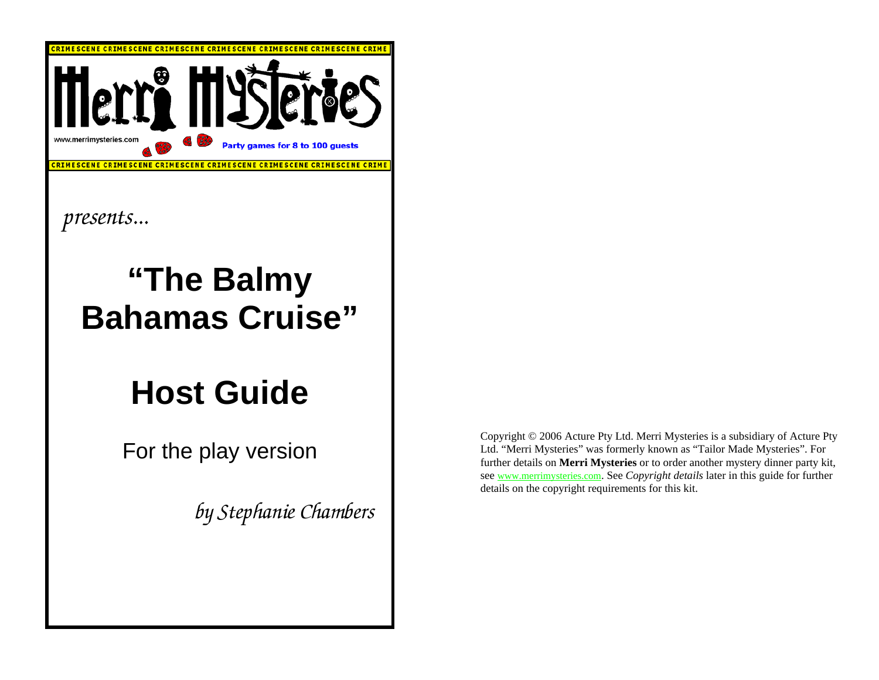CRIMESCENE CRIMESCENE CRIMESCENE CRIMESCENE CRIMESCENE CRIMESCENE CRIME

# Merri Mysteries

www.merrimysteries.com

Party games for 8 to 100 guests

CRIMESCENE CRIMESCENE CRIMESCENE CRIMESCENE CRIMESCENE CRIMESCENE CRIME

*presents...*

# "The Balmy Bahamas Cruise"

# Host Guide

For the play version

*by Stephanie Chambers*

Copyright © 2006 Acture Pty Ltd. Merri Mysteries is a subsidiary of Acture Pty Ltd. "Merri Mysteries" was formerly known as "Tailor Made Mysteries". For further details on **Merri Mysteries** or to order another mystery dinner party kit, see www.merrimysteries.com. See *Copyright details* later in this guide for further details on the copyright requirements for this kit.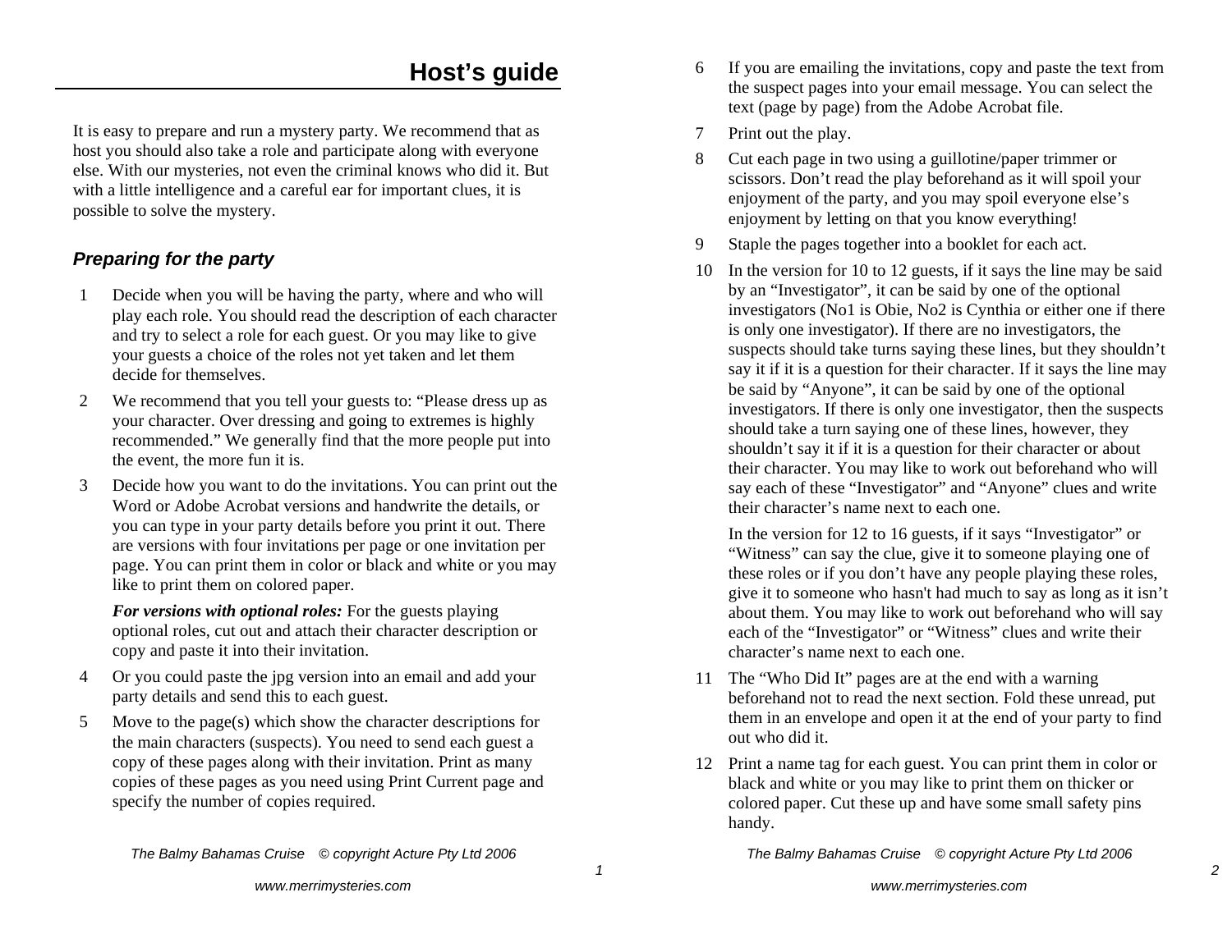# Host's guide

It is easy to prepare and run a mystery party. We recommend that as host you should also take a role and participate along with everyone else. With our mysteries, not even the criminal knows who did it. But with a little intelligence and a careful ear for important clues, it is possible to solve the mystery.

## *Preparing for the party*

1. Decide when you will be having the party, where and who will play each role. You should read the description of each character and try to select a role for each guest. Or you may like to give your guests a choice of the roles not yet taken and let them decide for themselves.

2. We recommend that you tell your guests to: "Please dress up as your character. Over dressing and going to extremes is highly recommended." We generally find that the more people put into the event, the more fun it is.

3. Decide how you want to do the invitations. You can print out the Word or Adobe Acrobat versions and handwrite the details, or you can type in your party details before you print it out. There are versions with four invitations per page or one invitation per page. You can print them in color or black and white or you may like to print them on colored paper.

   ***For versions with optional roles:*** For the guests playing optional roles, cut out and attach their character description or copy and paste it into their invitation.

4. Or you could paste the jpg version into an email and add your party details and send this to each guest.

5. Move to the page(s) which show the character descriptions for the main characters (suspects). You need to send each guest a copy of these pages along with their invitation. Print as many copies of these pages as you need using Print Current page and specify the number of copies required.

6. If you are emailing the invitations, copy and paste the text from the suspect pages into your email message. You can select the text (page by page) from the Adobe Acrobat file.

7. Print out the play.

8. Cut each page in two using a guillotine/paper trimmer or scissors. Don't read the play beforehand as it will spoil your enjoyment of the party, and you may spoil everyone else's enjoyment by letting on that you know everything!

9. Staple the pages together into a booklet for each act.

10. In the version for 10 to 12 guests, if it says the line may be said by an "Investigator", it can be said by one of the optional investigators (No1 is Obie, No2 is Cynthia or either one if there is only one investigator). If there are no investigators, the suspects should take turns saying these lines, but they shouldn't say it if it is a question for their character. If it says the line may be said by "Anyone", it can be said by one of the optional investigators. If there is only one investigator, then the suspects should take a turn saying one of these lines, however, they shouldn't say it if it is a question for their character or about their character. You may like to work out beforehand who will say each of these "Investigator" and "Anyone" clues and write their character's name next to each one.

    In the version for 12 to 16 guests, if it says "Investigator" or "Witness" can say the clue, give it to someone playing one of these roles or if you don't have any people playing these roles, give it to someone who hasn't had much to say as long as it isn't about them. You may like to work out beforehand who will say each of the "Investigator" or "Witness" clues and write their character's name next to each one.

11. The "Who Did It" pages are at the end with a warning beforehand not to read the next section. Fold these unread, put them in an envelope and open it at the end of your party to find out who did it.

12. Print a name tag for each guest. You can print them in color or black and white or you may like to print them on thicker or colored paper. Cut these up and have some small safety pins handy.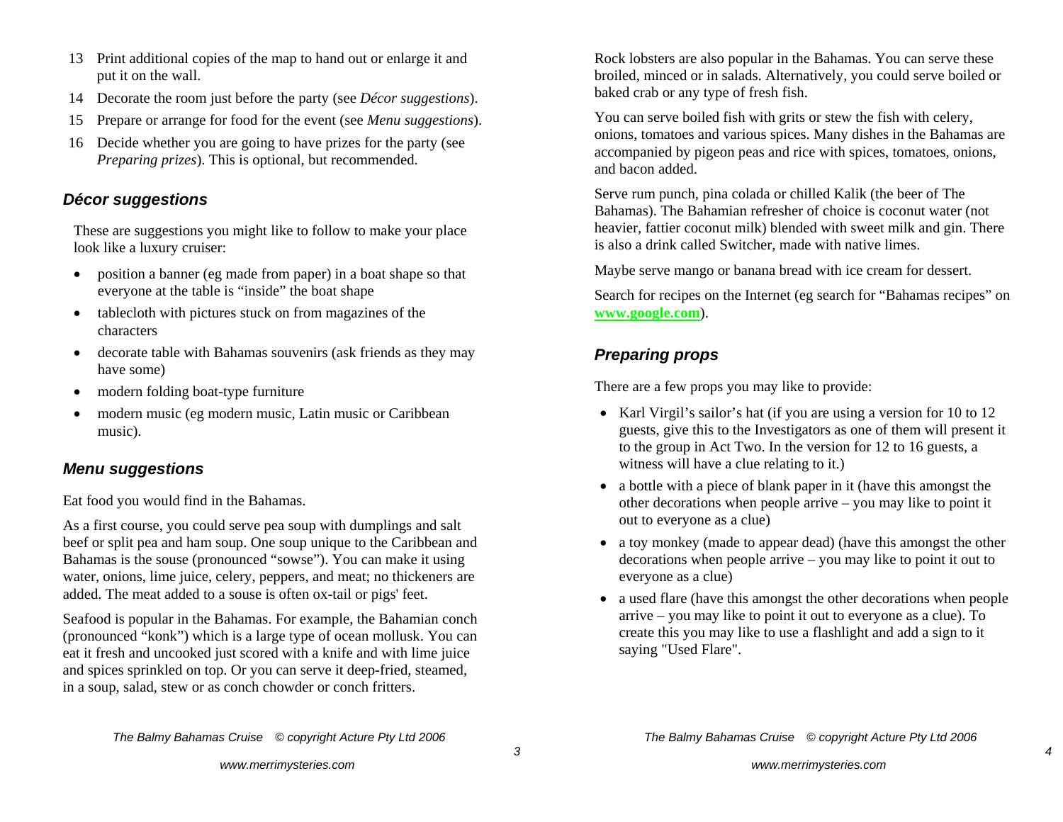13 Print additional copies of the map to hand out or enlarge it and put it on the wall.

14 Decorate the room just before the party (see *Décor suggestions*).

15 Prepare or arrange for food for the event (see *Menu suggestions*).

16 Decide whether you are going to have prizes for the party (see *Preparing prizes*). This is optional, but recommended.

## *Décor suggestions*

These are suggestions you might like to follow to make your place look like a luxury cruiser:

- position a banner (eg made from paper) in a boat shape so that everyone at the table is "inside" the boat shape
- tablecloth with pictures stuck on from magazines of the characters
- decorate table with Bahamas souvenirs (ask friends as they may have some)
- modern folding boat-type furniture
- modern music (eg modern music, Latin music or Caribbean music).

## *Menu suggestions*

Eat food you would find in the Bahamas.

As a first course, you could serve pea soup with dumplings and salt beef or split pea and ham soup. One soup unique to the Caribbean and Bahamas is the souse (pronounced "sowse"). You can make it using water, onions, lime juice, celery, peppers, and meat; no thickeners are added. The meat added to a souse is often ox-tail or pigs' feet.

Seafood is popular in the Bahamas. For example, the Bahamian conch (pronounced "konk") which is a large type of ocean mollusk. You can eat it fresh and uncooked just scored with a knife and with lime juice and spices sprinkled on top. Or you can serve it deep-fried, steamed, in a soup, salad, stew or as conch chowder or conch fritters.

Rock lobsters are also popular in the Bahamas. You can serve these broiled, minced or in salads. Alternatively, you could serve boiled or baked crab or any type of fresh fish.

You can serve boiled fish with grits or stew the fish with celery, onions, tomatoes and various spices. Many dishes in the Bahamas are accompanied by pigeon peas and rice with spices, tomatoes, onions, and bacon added.

Serve rum punch, pina colada or chilled Kalik (the beer of The Bahamas). The Bahamian refresher of choice is coconut water (not heavier, fattier coconut milk) blended with sweet milk and gin. There is also a drink called Switcher, made with native limes.

Maybe serve mango or banana bread with ice cream for dessert.

Search for recipes on the Internet (eg search for "Bahamas recipes" on **www.google.com**).

## *Preparing props*

There are a few props you may like to provide:

- Karl Virgil's sailor's hat (if you are using a version for 10 to 12 guests, give this to the Investigators as one of them will present it to the group in Act Two. In the version for 12 to 16 guests, a witness will have a clue relating to it.)
- a bottle with a piece of blank paper in it (have this amongst the other decorations when people arrive – you may like to point it out to everyone as a clue)
- a toy monkey (made to appear dead) (have this amongst the other decorations when people arrive – you may like to point it out to everyone as a clue)
- a used flare (have this amongst the other decorations when people arrive – you may like to point it out to everyone as a clue). To create this you may like to use a flashlight and add a sign to it saying "Used Flare".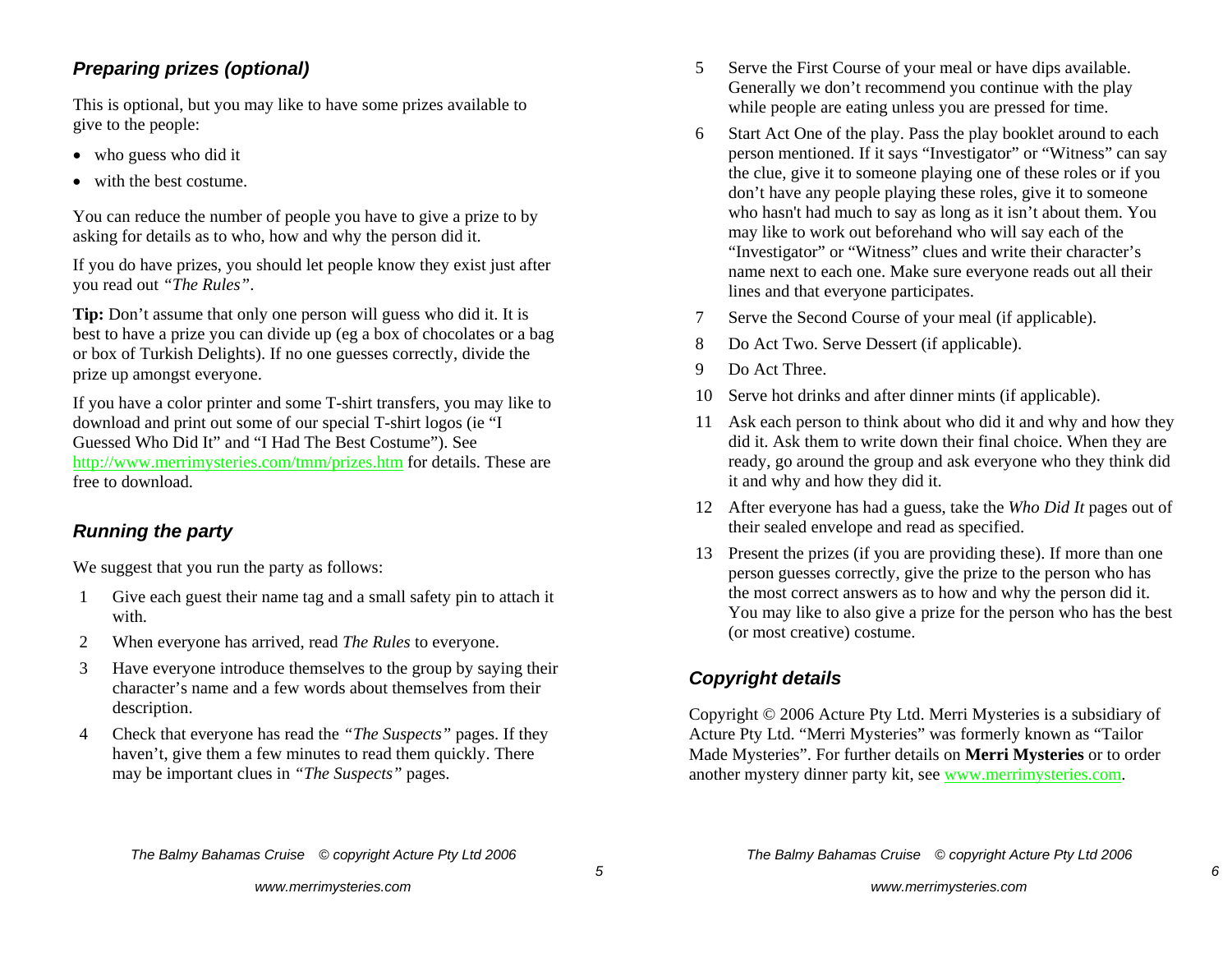### *Preparing prizes (optional)*

This is optional, but you may like to have some prizes available to give to the people:

- who guess who did it
- with the best costume.

You can reduce the number of people you have to give a prize to by asking for details as to who, how and why the person did it.

If you do have prizes, you should let people know they exist just after you read out *"The Rules"*.

**Tip:** Don't assume that only one person will guess who did it. It is best to have a prize you can divide up (eg a box of chocolates or a bag or box of Turkish Delights). If no one guesses correctly, divide the prize up amongst everyone.

If you have a color printer and some T-shirt transfers, you may like to download and print out some of our special T-shirt logos (ie "I Guessed Who Did It" and "I Had The Best Costume"). See http://www.merrimysteries.com/tmm/prizes.htm for details. These are free to download.

### *Running the party*

We suggest that you run the party as follows:

1. Give each guest their name tag and a small safety pin to attach it with.
2. When everyone has arrived, read *The Rules* to everyone.
3. Have everyone introduce themselves to the group by saying their character's name and a few words about themselves from their description.
4. Check that everyone has read the *"The Suspects"* pages. If they haven't, give them a few minutes to read them quickly. There may be important clues in *"The Suspects"* pages.
5. Serve the First Course of your meal or have dips available. Generally we don't recommend you continue with the play while people are eating unless you are pressed for time.
6. Start Act One of the play. Pass the play booklet around to each person mentioned. If it says "Investigator" or "Witness" can say the clue, give it to someone playing one of these roles or if you don't have any people playing these roles, give it to someone who hasn't had much to say as long as it isn't about them. You may like to work out beforehand who will say each of the "Investigator" or "Witness" clues and write their character's name next to each one. Make sure everyone reads out all their lines and that everyone participates.
7. Serve the Second Course of your meal (if applicable).
8. Do Act Two. Serve Dessert (if applicable).
9. Do Act Three.
10. Serve hot drinks and after dinner mints (if applicable).
11. Ask each person to think about who did it and why and how they did it. Ask them to write down their final choice. When they are ready, go around the group and ask everyone who they think did it and why and how they did it.
12. After everyone has had a guess, take the *Who Did It* pages out of their sealed envelope and read as specified.
13. Present the prizes (if you are providing these). If more than one person guesses correctly, give the prize to the person who has the most correct answers as to how and why the person did it. You may like to also give a prize for the person who has the best (or most creative) costume.

### *Copyright details*

Copyright © 2006 Acture Pty Ltd. Merri Mysteries is a subsidiary of Acture Pty Ltd. "Merri Mysteries" was formerly known as "Tailor Made Mysteries". For further details on **Merri Mysteries** or to order another mystery dinner party kit, see www.merrimysteries.com.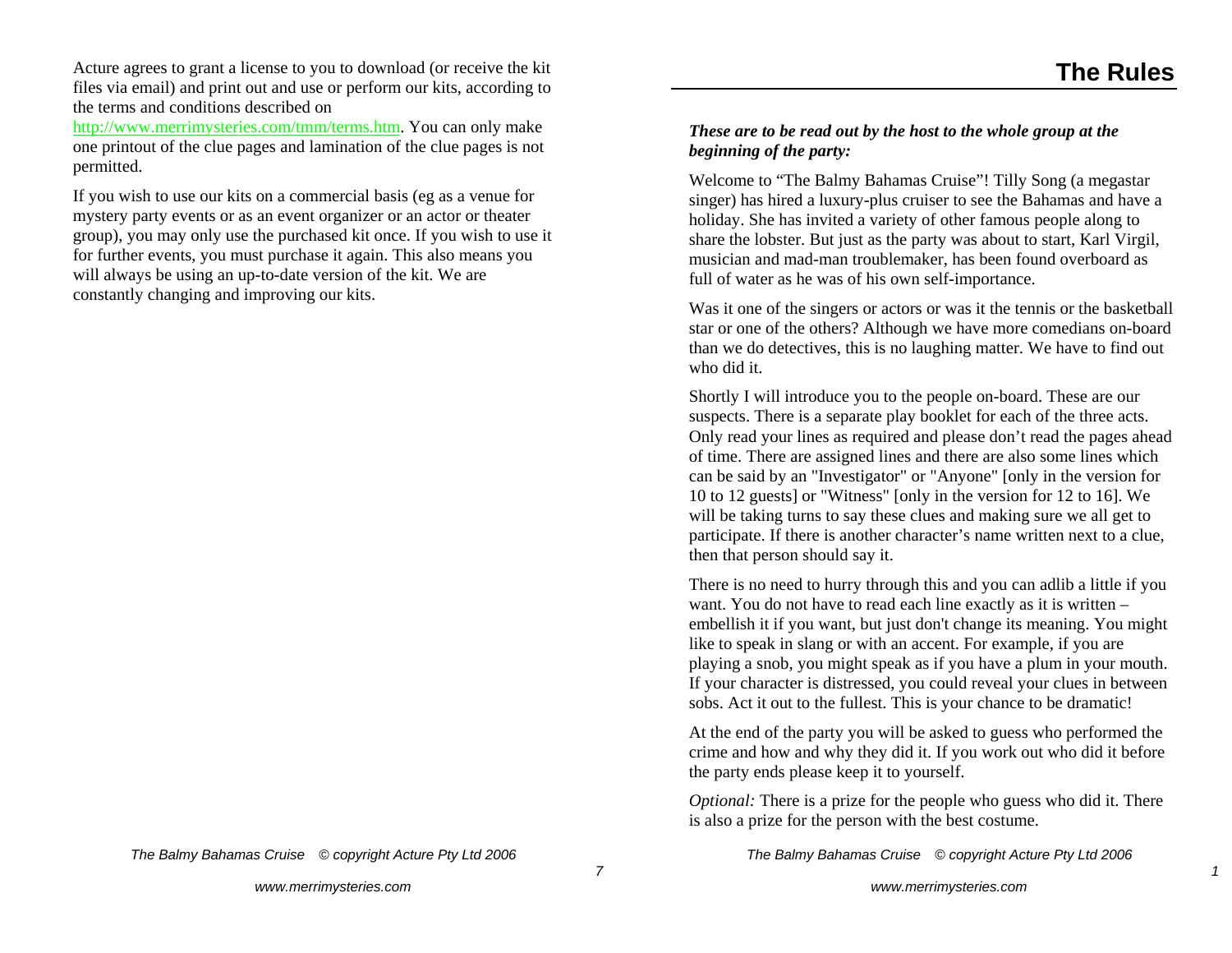Acture agrees to grant a license to you to download (or receive the kit files via email) and print out and use or perform our kits, according to the terms and conditions described on http://www.merrimysteries.com/tmm/terms.htm. You can only make one printout of the clue pages and lamination of the clue pages is not permitted.

If you wish to use our kits on a commercial basis (eg as a venue for mystery party events or as an event organizer or an actor or theater group), you may only use the purchased kit once. If you wish to use it for further events, you must purchase it again. This also means you will always be using an up-to-date version of the kit. We are constantly changing and improving our kits.

# The Rules

***These are to be read out by the host to the whole group at the beginning of the party:***

Welcome to "The Balmy Bahamas Cruise"! Tilly Song (a megastar singer) has hired a luxury-plus cruiser to see the Bahamas and have a holiday. She has invited a variety of other famous people along to share the lobster. But just as the party was about to start, Karl Virgil, musician and mad-man troublemaker, has been found overboard as full of water as he was of his own self-importance.

Was it one of the singers or actors or was it the tennis or the basketball star or one of the others? Although we have more comedians on-board than we do detectives, this is no laughing matter. We have to find out who did it.

Shortly I will introduce you to the people on-board. These are our suspects. There is a separate play booklet for each of the three acts. Only read your lines as required and please don't read the pages ahead of time. There are assigned lines and there are also some lines which can be said by an "Investigator" or "Anyone" [only in the version for 10 to 12 guests] or "Witness" [only in the version for 12 to 16]. We will be taking turns to say these clues and making sure we all get to participate. If there is another character's name written next to a clue, then that person should say it.

There is no need to hurry through this and you can adlib a little if you want. You do not have to read each line exactly as it is written – embellish it if you want, but just don't change its meaning. You might like to speak in slang or with an accent. For example, if you are playing a snob, you might speak as if you have a plum in your mouth. If your character is distressed, you could reveal your clues in between sobs. Act it out to the fullest. This is your chance to be dramatic!

At the end of the party you will be asked to guess who performed the crime and how and why they did it. If you work out who did it before the party ends please keep it to yourself.

*Optional:* There is a prize for the people who guess who did it. There is also a prize for the person with the best costume.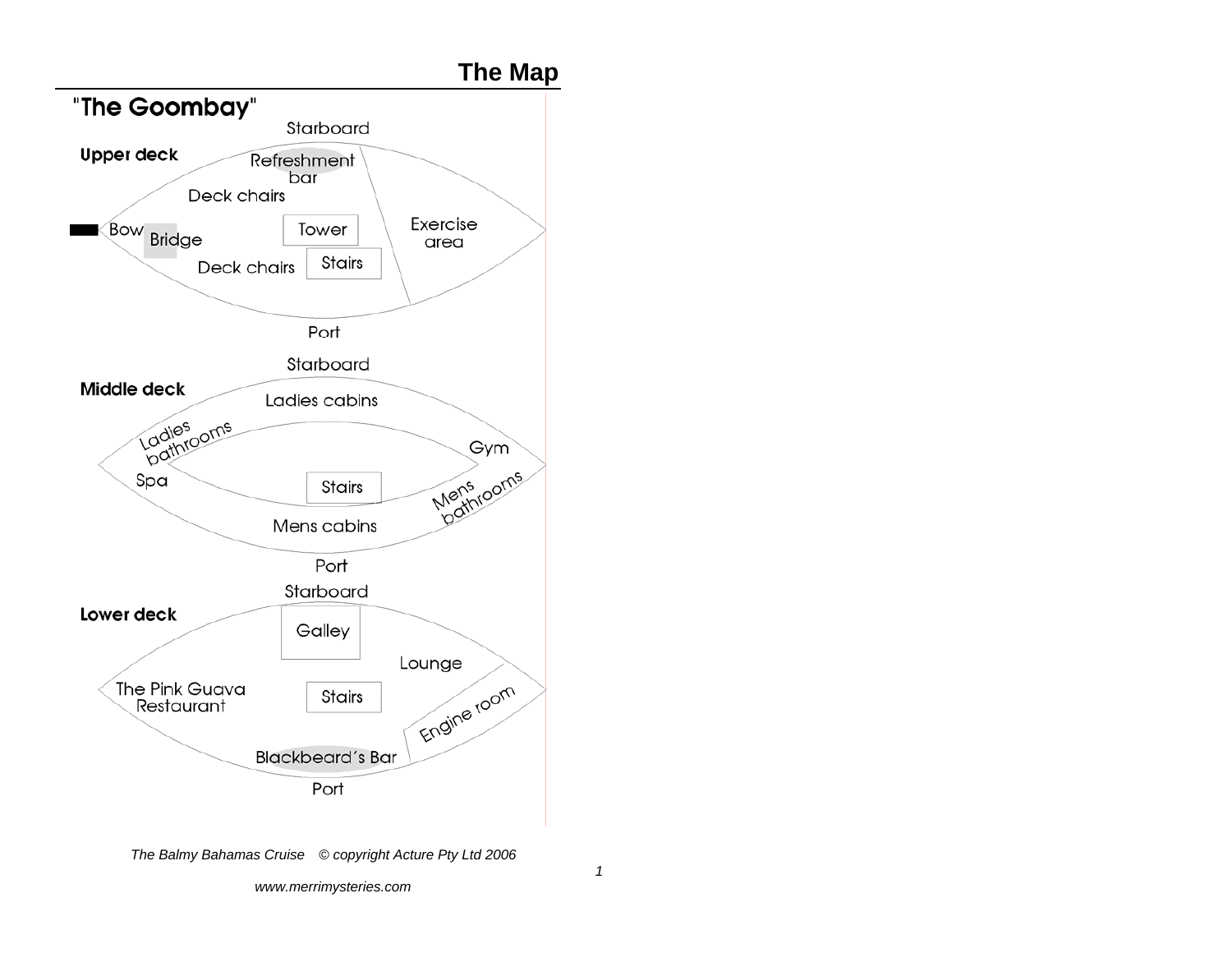## The Map

"The Goombay"

**Upper deck**

Starboard

Refreshment bar

Deck chairs

Bow

Bridge

Tower

Exercise area

Deck chairs

Stairs

Port

**Middle deck**

Starboard

Ladies cabins

Ladies bathrooms

Gym

Spa

Stairs

Mens bathrooms

Mens cabins

Port

**Lower deck**

Starboard

Galley

Lounge

The Pink Guava Restaurant

Stairs

Engine room

Blackbeard's Bar

Port

*The Balmy Bahamas Cruise © copyright Acture Pty Ltd 2006*

*www.merrimysteries.com*